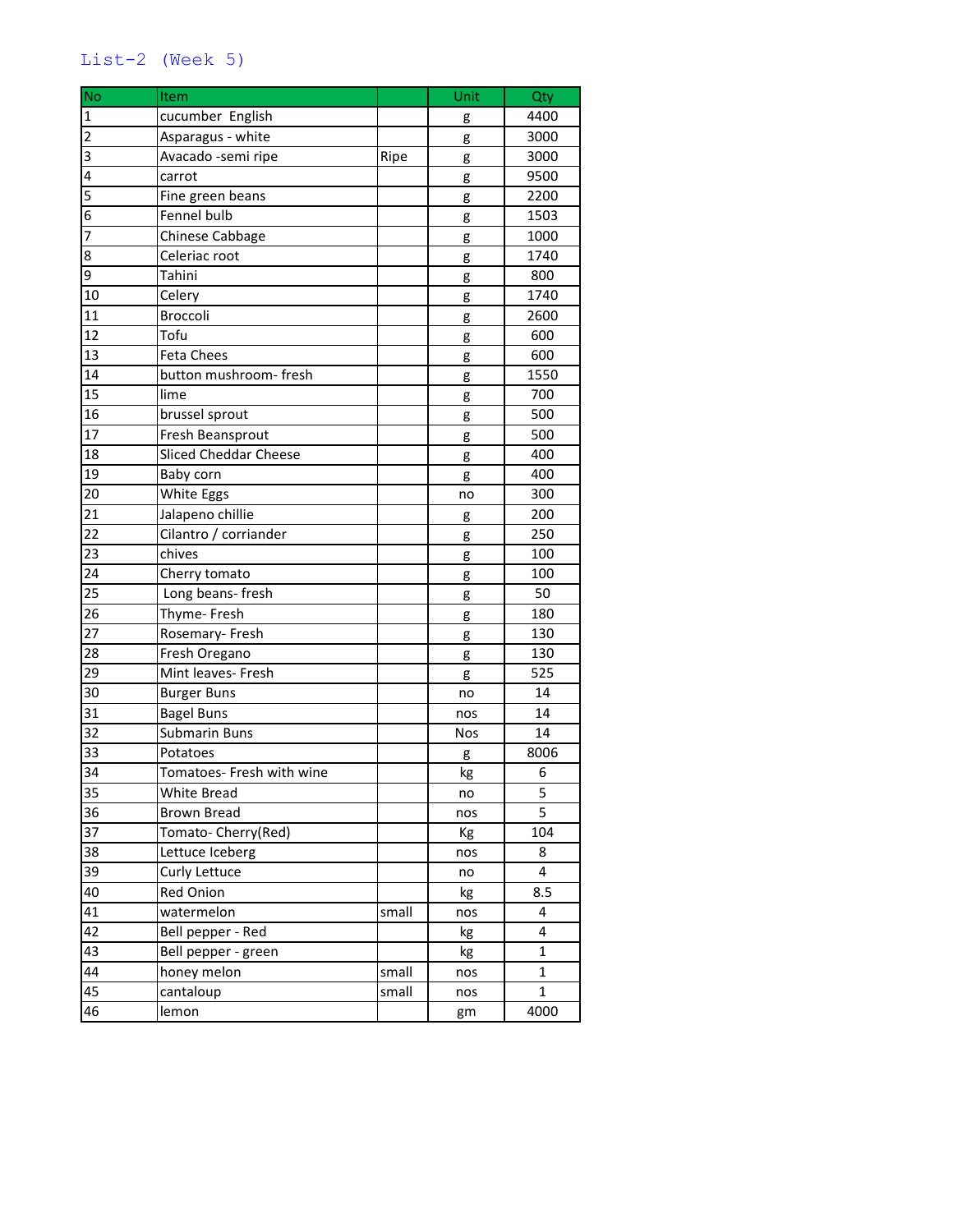List-2 (Week 5)

| No | Item | | Unit | Qty |
|---|---|---|---|---|
| 1 | cucumber English | | g | 4400 |
| 2 | Asparagus - white | | g | 3000 |
| 3 | Avacado -semi ripe | Ripe | g | 3000 |
| 4 | carrot | | g | 9500 |
| 5 | Fine green beans | | g | 2200 |
| 6 | Fennel bulb | | g | 1503 |
| 7 | Chinese Cabbage | | g | 1000 |
| 8 | Celeriac root | | g | 1740 |
| 9 | Tahini | | g | 800 |
| 10 | Celery | | g | 1740 |
| 11 | Broccoli | | g | 2600 |
| 12 | Tofu | | g | 600 |
| 13 | Feta Chees | | g | 600 |
| 14 | button mushroom- fresh | | g | 1550 |
| 15 | lime | | g | 700 |
| 16 | brussel sprout | | g | 500 |
| 17 | Fresh Beansprout | | g | 500 |
| 18 | Sliced Cheddar Cheese | | g | 400 |
| 19 | Baby corn | | g | 400 |
| 20 | White Eggs | | no | 300 |
| 21 | Jalapeno chillie | | g | 200 |
| 22 | Cilantro / corriander | | g | 250 |
| 23 | chives | | g | 100 |
| 24 | Cherry tomato | | g | 100 |
| 25 | Long beans- fresh | | g | 50 |
| 26 | Thyme- Fresh | | g | 180 |
| 27 | Rosemary- Fresh | | g | 130 |
| 28 | Fresh Oregano | | g | 130 |
| 29 | Mint leaves- Fresh | | g | 525 |
| 30 | Burger Buns | | no | 14 |
| 31 | Bagel Buns | | nos | 14 |
| 32 | Submarin Buns | | Nos | 14 |
| 33 | Potatoes | | g | 8006 |
| 34 | Tomatoes- Fresh with wine | | kg | 6 |
| 35 | White Bread | | no | 5 |
| 36 | Brown Bread | | nos | 5 |
| 37 | Tomato- Cherry(Red) | | Kg | 104 |
| 38 | Lettuce Iceberg | | nos | 8 |
| 39 | Curly Lettuce | | no | 4 |
| 40 | Red Onion | | kg | 8.5 |
| 41 | watermelon | small | nos | 4 |
| 42 | Bell pepper - Red | | kg | 4 |
| 43 | Bell pepper - green | | kg | 1 |
| 44 | honey melon | small | nos | 1 |
| 45 | cantaloup | small | nos | 1 |
| 46 | lemon | | gm | 4000 |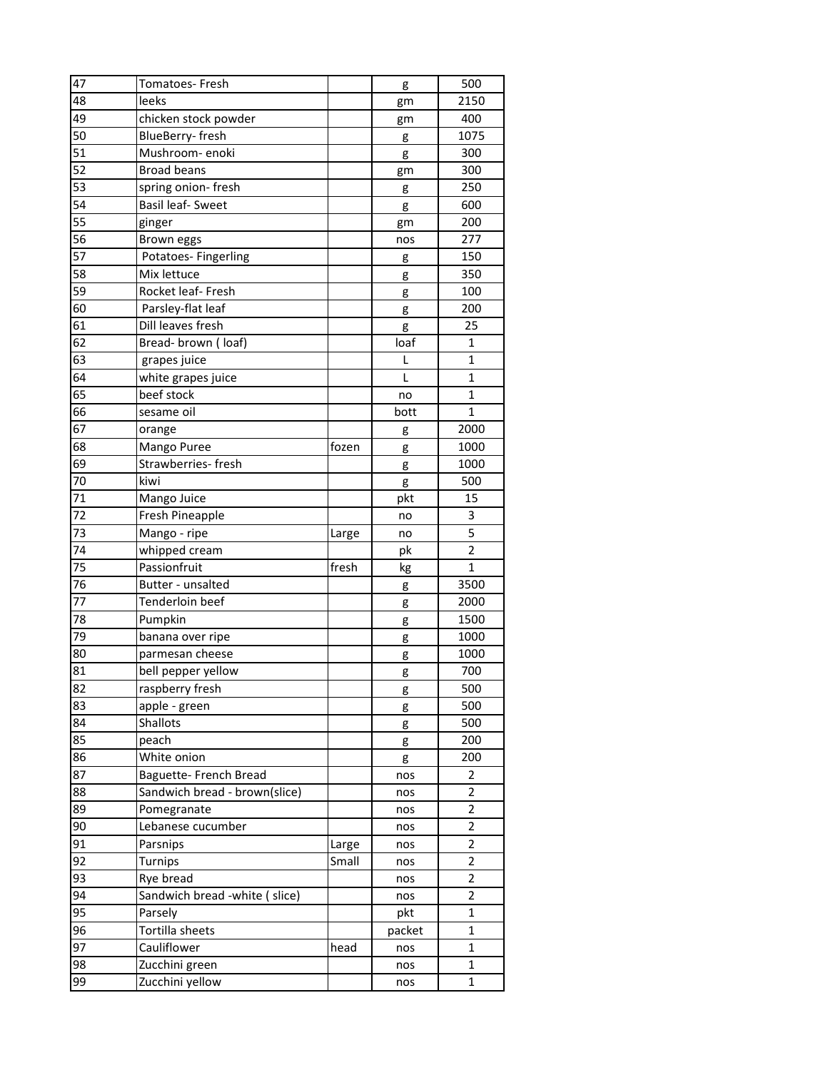| | | | | |
|---|---|---|---|---|
| 47 | Tomatoes- Fresh | | g | 500 |
| 48 | leeks | | gm | 2150 |
| 49 | chicken stock powder | | gm | 400 |
| 50 | BlueBerry- fresh | | g | 1075 |
| 51 | Mushroom- enoki | | g | 300 |
| 52 | Broad beans | | gm | 300 |
| 53 | spring onion- fresh | | g | 250 |
| 54 | Basil leaf- Sweet | | g | 600 |
| 55 | ginger | | gm | 200 |
| 56 | Brown eggs | | nos | 277 |
| 57 | Potatoes- Fingerling | | g | 150 |
| 58 | Mix lettuce | | g | 350 |
| 59 | Rocket leaf- Fresh | | g | 100 |
| 60 | Parsley-flat leaf | | g | 200 |
| 61 | Dill leaves fresh | | g | 25 |
| 62 | Bread- brown ( loaf) | | loaf | 1 |
| 63 | grapes juice | | L | 1 |
| 64 | white grapes juice | | L | 1 |
| 65 | beef stock | | no | 1 |
| 66 | sesame oil | | bott | 1 |
| 67 | orange | | g | 2000 |
| 68 | Mango Puree | fozen | g | 1000 |
| 69 | Strawberries- fresh | | g | 1000 |
| 70 | kiwi | | g | 500 |
| 71 | Mango Juice | | pkt | 15 |
| 72 | Fresh Pineapple | | no | 3 |
| 73 | Mango - ripe | Large | no | 5 |
| 74 | whipped cream | | pk | 2 |
| 75 | Passionfruit | fresh | kg | 1 |
| 76 | Butter - unsalted | | g | 3500 |
| 77 | Tenderloin beef | | g | 2000 |
| 78 | Pumpkin | | g | 1500 |
| 79 | banana over ripe | | g | 1000 |
| 80 | parmesan cheese | | g | 1000 |
| 81 | bell pepper yellow | | g | 700 |
| 82 | raspberry fresh | | g | 500 |
| 83 | apple - green | | g | 500 |
| 84 | Shallots | | g | 500 |
| 85 | peach | | g | 200 |
| 86 | White onion | | g | 200 |
| 87 | Baguette- French Bread | | nos | 2 |
| 88 | Sandwich bread - brown(slice) | | nos | 2 |
| 89 | Pomegranate | | nos | 2 |
| 90 | Lebanese cucumber | | nos | 2 |
| 91 | Parsnips | Large | nos | 2 |
| 92 | Turnips | Small | nos | 2 |
| 93 | Rye bread | | nos | 2 |
| 94 | Sandwich bread -white ( slice) | | nos | 2 |
| 95 | Parsely | | pkt | 1 |
| 96 | Tortilla sheets | | packet | 1 |
| 97 | Cauliflower | head | nos | 1 |
| 98 | Zucchini green | | nos | 1 |
| 99 | Zucchini yellow | | nos | 1 |